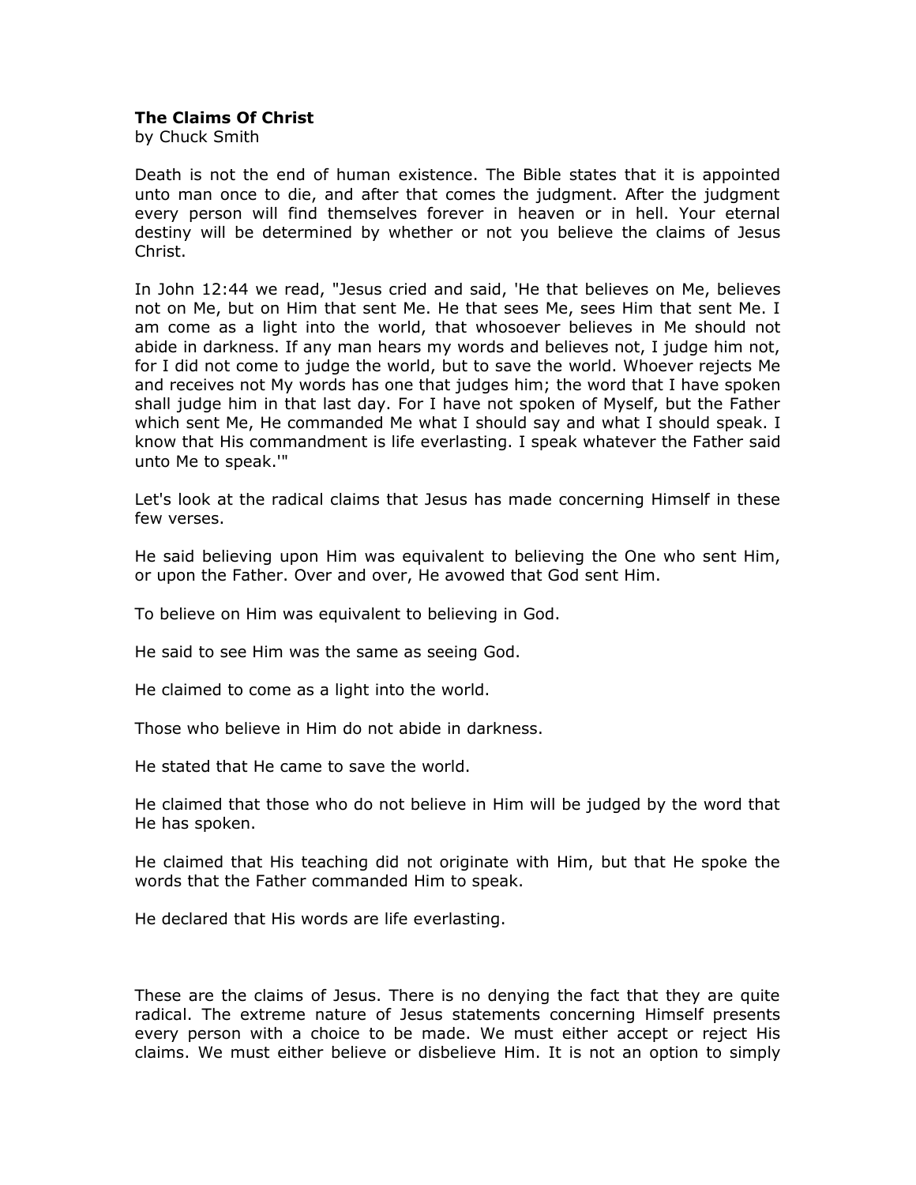**The Claims Of Christ**
by Chuck Smith

Death is not the end of human existence. The Bible states that it is appointed unto man once to die, and after that comes the judgment. After the judgment every person will find themselves forever in heaven or in hell. Your eternal destiny will be determined by whether or not you believe the claims of Jesus Christ.

In John 12:44 we read, "Jesus cried and said, 'He that believes on Me, believes not on Me, but on Him that sent Me. He that sees Me, sees Him that sent Me. I am come as a light into the world, that whosoever believes in Me should not abide in darkness. If any man hears my words and believes not, I judge him not, for I did not come to judge the world, but to save the world. Whoever rejects Me and receives not My words has one that judges him; the word that I have spoken shall judge him in that last day. For I have not spoken of Myself, but the Father which sent Me, He commanded Me what I should say and what I should speak. I know that His commandment is life everlasting. I speak whatever the Father said unto Me to speak.'"

Let's look at the radical claims that Jesus has made concerning Himself in these few verses.

He said believing upon Him was equivalent to believing the One who sent Him, or upon the Father. Over and over, He avowed that God sent Him.

To believe on Him was equivalent to believing in God.

He said to see Him was the same as seeing God.

He claimed to come as a light into the world.

Those who believe in Him do not abide in darkness.

He stated that He came to save the world.

He claimed that those who do not believe in Him will be judged by the word that He has spoken.

He claimed that His teaching did not originate with Him, but that He spoke the words that the Father commanded Him to speak.

He declared that His words are life everlasting.

These are the claims of Jesus. There is no denying the fact that they are quite radical. The extreme nature of Jesus statements concerning Himself presents every person with a choice to be made. We must either accept or reject His claims. We must either believe or disbelieve Him. It is not an option to simply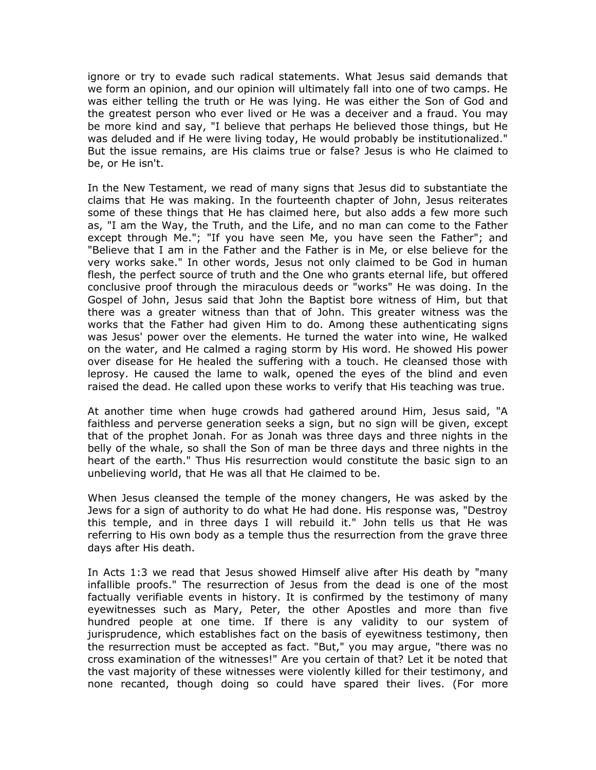ignore or try to evade such radical statements. What Jesus said demands that we form an opinion, and our opinion will ultimately fall into one of two camps. He was either telling the truth or He was lying. He was either the Son of God and the greatest person who ever lived or He was a deceiver and a fraud. You may be more kind and say, "I believe that perhaps He believed those things, but He was deluded and if He were living today, He would probably be institutionalized." But the issue remains, are His claims true or false? Jesus is who He claimed to be, or He isn't.

In the New Testament, we read of many signs that Jesus did to substantiate the claims that He was making. In the fourteenth chapter of John, Jesus reiterates some of these things that He has claimed here, but also adds a few more such as, "I am the Way, the Truth, and the Life, and no man can come to the Father except through Me."; "If you have seen Me, you have seen the Father"; and "Believe that I am in the Father and the Father is in Me, or else believe for the very works sake." In other words, Jesus not only claimed to be God in human flesh, the perfect source of truth and the One who grants eternal life, but offered conclusive proof through the miraculous deeds or "works" He was doing. In the Gospel of John, Jesus said that John the Baptist bore witness of Him, but that there was a greater witness than that of John. This greater witness was the works that the Father had given Him to do. Among these authenticating signs was Jesus' power over the elements. He turned the water into wine, He walked on the water, and He calmed a raging storm by His word. He showed His power over disease for He healed the suffering with a touch. He cleansed those with leprosy. He caused the lame to walk, opened the eyes of the blind and even raised the dead. He called upon these works to verify that His teaching was true.

At another time when huge crowds had gathered around Him, Jesus said, "A faithless and perverse generation seeks a sign, but no sign will be given, except that of the prophet Jonah. For as Jonah was three days and three nights in the belly of the whale, so shall the Son of man be three days and three nights in the heart of the earth." Thus His resurrection would constitute the basic sign to an unbelieving world, that He was all that He claimed to be.

When Jesus cleansed the temple of the money changers, He was asked by the Jews for a sign of authority to do what He had done. His response was, "Destroy this temple, and in three days I will rebuild it." John tells us that He was referring to His own body as a temple thus the resurrection from the grave three days after His death.

In Acts 1:3 we read that Jesus showed Himself alive after His death by "many infallible proofs." The resurrection of Jesus from the dead is one of the most factually verifiable events in history. It is confirmed by the testimony of many eyewitnesses such as Mary, Peter, the other Apostles and more than five hundred people at one time. If there is any validity to our system of jurisprudence, which establishes fact on the basis of eyewitness testimony, then the resurrection must be accepted as fact. "But," you may argue, "there was no cross examination of the witnesses!" Are you certain of that? Let it be noted that the vast majority of these witnesses were violently killed for their testimony, and none recanted, though doing so could have spared their lives. (For more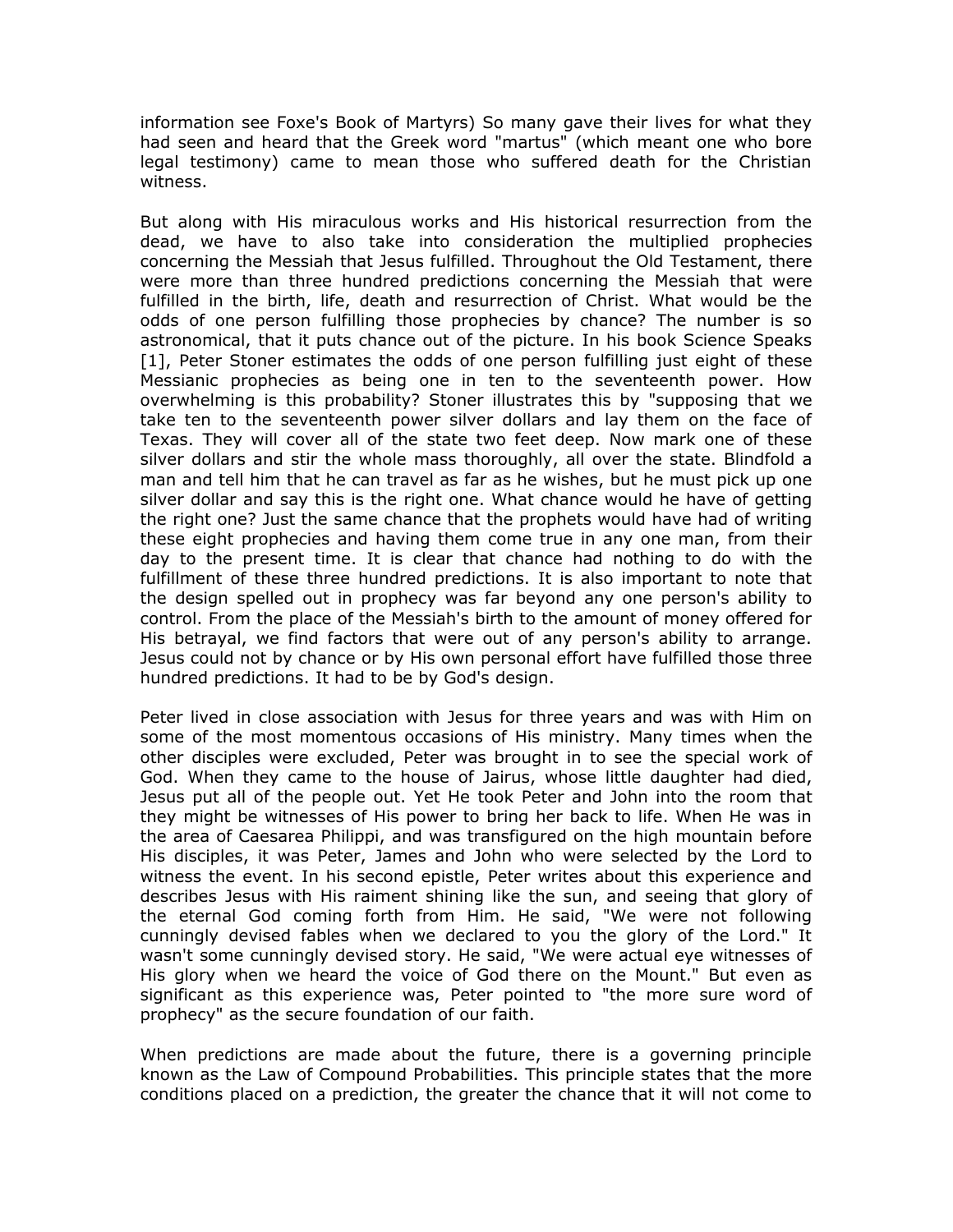information see Foxe's Book of Martyrs) So many gave their lives for what they had seen and heard that the Greek word "martus" (which meant one who bore legal testimony) came to mean those who suffered death for the Christian witness.

But along with His miraculous works and His historical resurrection from the dead, we have to also take into consideration the multiplied prophecies concerning the Messiah that Jesus fulfilled. Throughout the Old Testament, there were more than three hundred predictions concerning the Messiah that were fulfilled in the birth, life, death and resurrection of Christ. What would be the odds of one person fulfilling those prophecies by chance? The number is so astronomical, that it puts chance out of the picture. In his book Science Speaks [1], Peter Stoner estimates the odds of one person fulfilling just eight of these Messianic prophecies as being one in ten to the seventeenth power. How overwhelming is this probability? Stoner illustrates this by "supposing that we take ten to the seventeenth power silver dollars and lay them on the face of Texas. They will cover all of the state two feet deep. Now mark one of these silver dollars and stir the whole mass thoroughly, all over the state. Blindfold a man and tell him that he can travel as far as he wishes, but he must pick up one silver dollar and say this is the right one. What chance would he have of getting the right one? Just the same chance that the prophets would have had of writing these eight prophecies and having them come true in any one man, from their day to the present time. It is clear that chance had nothing to do with the fulfillment of these three hundred predictions. It is also important to note that the design spelled out in prophecy was far beyond any one person's ability to control. From the place of the Messiah's birth to the amount of money offered for His betrayal, we find factors that were out of any person's ability to arrange. Jesus could not by chance or by His own personal effort have fulfilled those three hundred predictions. It had to be by God's design.

Peter lived in close association with Jesus for three years and was with Him on some of the most momentous occasions of His ministry. Many times when the other disciples were excluded, Peter was brought in to see the special work of God. When they came to the house of Jairus, whose little daughter had died, Jesus put all of the people out. Yet He took Peter and John into the room that they might be witnesses of His power to bring her back to life. When He was in the area of Caesarea Philippi, and was transfigured on the high mountain before His disciples, it was Peter, James and John who were selected by the Lord to witness the event. In his second epistle, Peter writes about this experience and describes Jesus with His raiment shining like the sun, and seeing that glory of the eternal God coming forth from Him. He said, "We were not following cunningly devised fables when we declared to you the glory of the Lord." It wasn't some cunningly devised story. He said, "We were actual eye witnesses of His glory when we heard the voice of God there on the Mount." But even as significant as this experience was, Peter pointed to "the more sure word of prophecy" as the secure foundation of our faith.

When predictions are made about the future, there is a governing principle known as the Law of Compound Probabilities. This principle states that the more conditions placed on a prediction, the greater the chance that it will not come to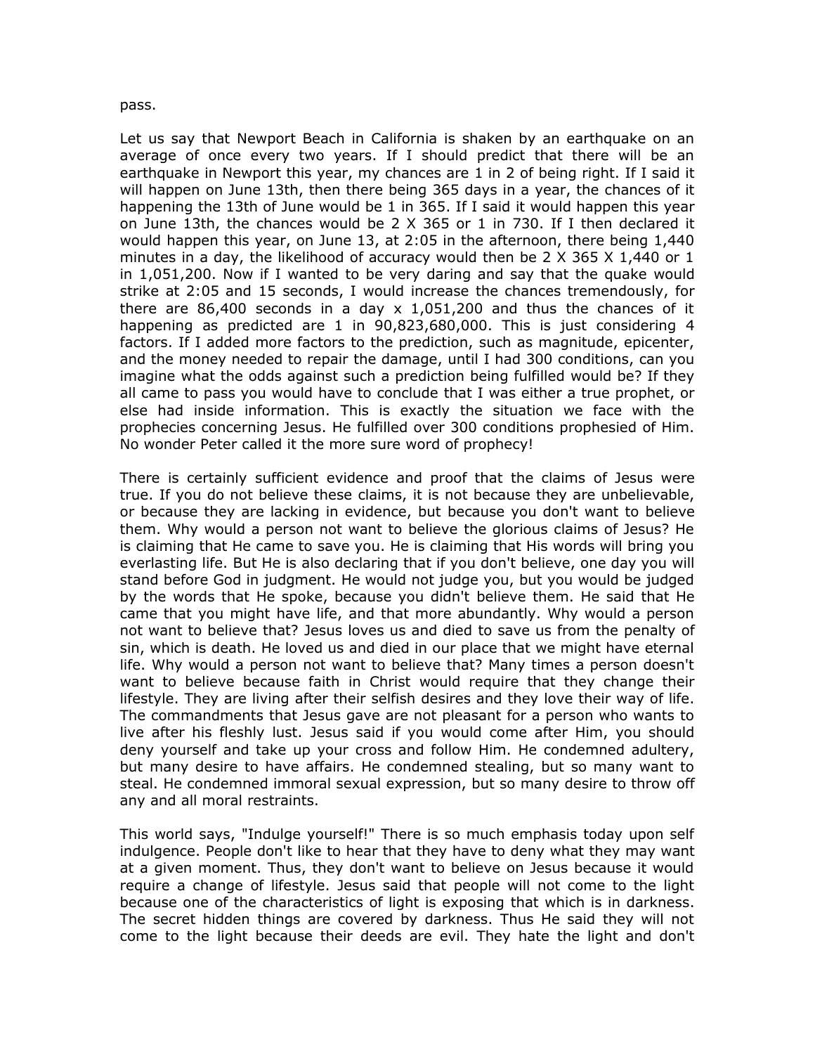pass.

Let us say that Newport Beach in California is shaken by an earthquake on an average of once every two years. If I should predict that there will be an earthquake in Newport this year, my chances are 1 in 2 of being right. If I said it will happen on June 13th, then there being 365 days in a year, the chances of it happening the 13th of June would be 1 in 365. If I said it would happen this year on June 13th, the chances would be 2 X 365 or 1 in 730. If I then declared it would happen this year, on June 13, at 2:05 in the afternoon, there being 1,440 minutes in a day, the likelihood of accuracy would then be 2 X 365 X 1,440 or 1 in 1,051,200. Now if I wanted to be very daring and say that the quake would strike at 2:05 and 15 seconds, I would increase the chances tremendously, for there are 86,400 seconds in a day x 1,051,200 and thus the chances of it happening as predicted are 1 in 90,823,680,000. This is just considering 4 factors. If I added more factors to the prediction, such as magnitude, epicenter, and the money needed to repair the damage, until I had 300 conditions, can you imagine what the odds against such a prediction being fulfilled would be? If they all came to pass you would have to conclude that I was either a true prophet, or else had inside information. This is exactly the situation we face with the prophecies concerning Jesus. He fulfilled over 300 conditions prophesied of Him. No wonder Peter called it the more sure word of prophecy!

There is certainly sufficient evidence and proof that the claims of Jesus were true. If you do not believe these claims, it is not because they are unbelievable, or because they are lacking in evidence, but because you don't want to believe them. Why would a person not want to believe the glorious claims of Jesus? He is claiming that He came to save you. He is claiming that His words will bring you everlasting life. But He is also declaring that if you don't believe, one day you will stand before God in judgment. He would not judge you, but you would be judged by the words that He spoke, because you didn't believe them. He said that He came that you might have life, and that more abundantly. Why would a person not want to believe that? Jesus loves us and died to save us from the penalty of sin, which is death. He loved us and died in our place that we might have eternal life. Why would a person not want to believe that? Many times a person doesn't want to believe because faith in Christ would require that they change their lifestyle. They are living after their selfish desires and they love their way of life. The commandments that Jesus gave are not pleasant for a person who wants to live after his fleshly lust. Jesus said if you would come after Him, you should deny yourself and take up your cross and follow Him. He condemned adultery, but many desire to have affairs. He condemned stealing, but so many want to steal. He condemned immoral sexual expression, but so many desire to throw off any and all moral restraints.

This world says, "Indulge yourself!" There is so much emphasis today upon self indulgence. People don't like to hear that they have to deny what they may want at a given moment. Thus, they don't want to believe on Jesus because it would require a change of lifestyle. Jesus said that people will not come to the light because one of the characteristics of light is exposing that which is in darkness. The secret hidden things are covered by darkness. Thus He said they will not come to the light because their deeds are evil. They hate the light and don't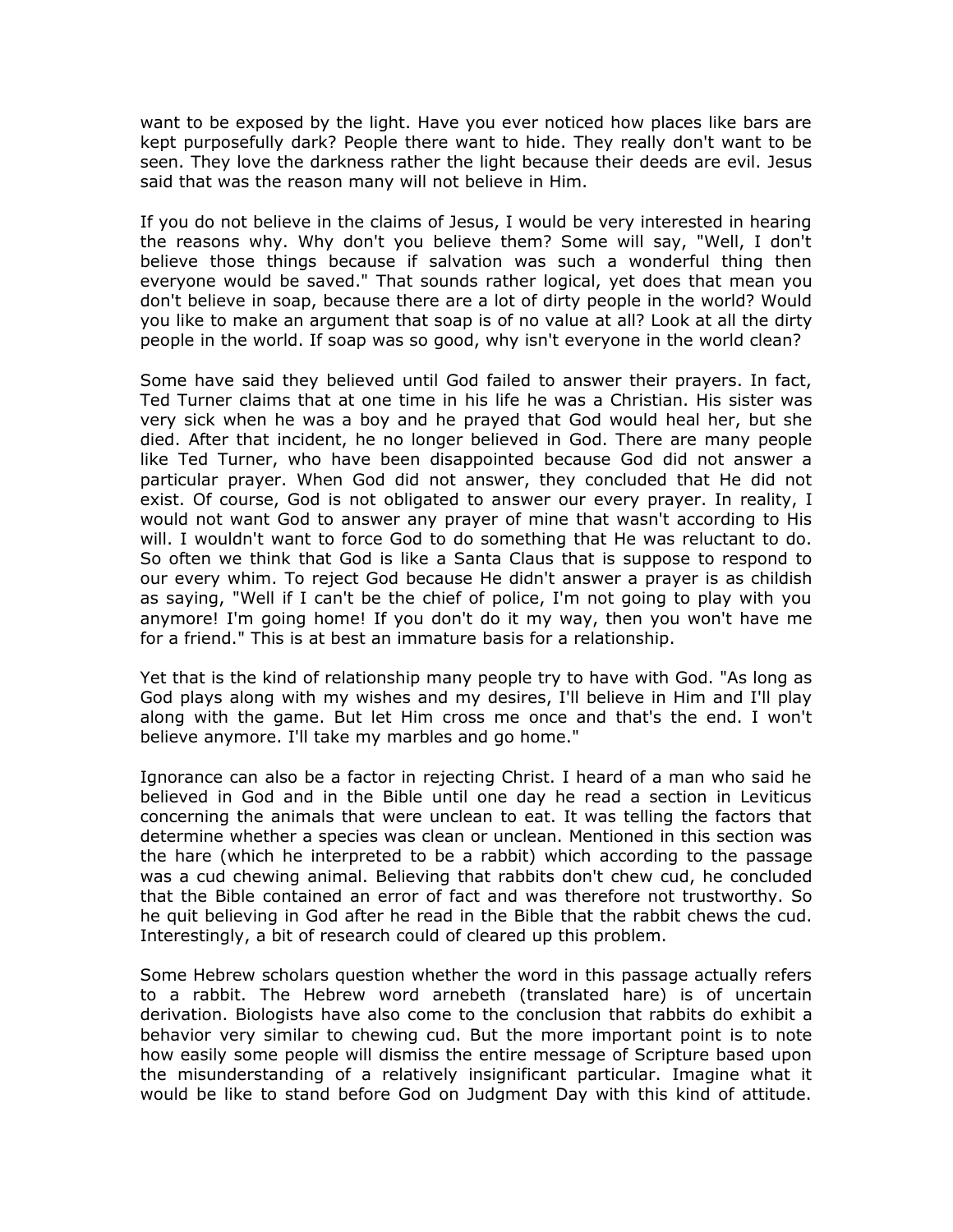want to be exposed by the light. Have you ever noticed how places like bars are kept purposefully dark? People there want to hide. They really don't want to be seen. They love the darkness rather the light because their deeds are evil. Jesus said that was the reason many will not believe in Him.

If you do not believe in the claims of Jesus, I would be very interested in hearing the reasons why. Why don't you believe them? Some will say, "Well, I don't believe those things because if salvation was such a wonderful thing then everyone would be saved." That sounds rather logical, yet does that mean you don't believe in soap, because there are a lot of dirty people in the world? Would you like to make an argument that soap is of no value at all? Look at all the dirty people in the world. If soap was so good, why isn't everyone in the world clean?

Some have said they believed until God failed to answer their prayers. In fact, Ted Turner claims that at one time in his life he was a Christian. His sister was very sick when he was a boy and he prayed that God would heal her, but she died. After that incident, he no longer believed in God. There are many people like Ted Turner, who have been disappointed because God did not answer a particular prayer. When God did not answer, they concluded that He did not exist. Of course, God is not obligated to answer our every prayer. In reality, I would not want God to answer any prayer of mine that wasn't according to His will. I wouldn't want to force God to do something that He was reluctant to do. So often we think that God is like a Santa Claus that is suppose to respond to our every whim. To reject God because He didn't answer a prayer is as childish as saying, "Well if I can't be the chief of police, I'm not going to play with you anymore! I'm going home! If you don't do it my way, then you won't have me for a friend." This is at best an immature basis for a relationship.

Yet that is the kind of relationship many people try to have with God. "As long as God plays along with my wishes and my desires, I'll believe in Him and I'll play along with the game. But let Him cross me once and that's the end. I won't believe anymore. I'll take my marbles and go home."

Ignorance can also be a factor in rejecting Christ. I heard of a man who said he believed in God and in the Bible until one day he read a section in Leviticus concerning the animals that were unclean to eat. It was telling the factors that determine whether a species was clean or unclean. Mentioned in this section was the hare (which he interpreted to be a rabbit) which according to the passage was a cud chewing animal. Believing that rabbits don't chew cud, he concluded that the Bible contained an error of fact and was therefore not trustworthy. So he quit believing in God after he read in the Bible that the rabbit chews the cud. Interestingly, a bit of research could of cleared up this problem.

Some Hebrew scholars question whether the word in this passage actually refers to a rabbit. The Hebrew word arnebeth (translated hare) is of uncertain derivation. Biologists have also come to the conclusion that rabbits do exhibit a behavior very similar to chewing cud. But the more important point is to note how easily some people will dismiss the entire message of Scripture based upon the misunderstanding of a relatively insignificant particular. Imagine what it would be like to stand before God on Judgment Day with this kind of attitude.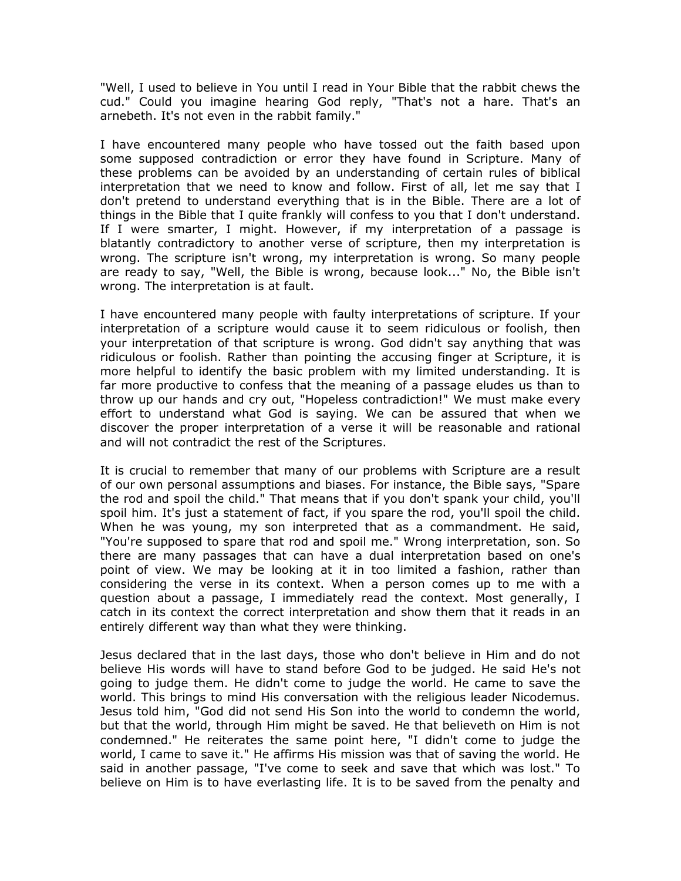"Well, I used to believe in You until I read in Your Bible that the rabbit chews the cud." Could you imagine hearing God reply, "That's not a hare. That's an arnebeth. It's not even in the rabbit family."

I have encountered many people who have tossed out the faith based upon some supposed contradiction or error they have found in Scripture. Many of these problems can be avoided by an understanding of certain rules of biblical interpretation that we need to know and follow. First of all, let me say that I don't pretend to understand everything that is in the Bible. There are a lot of things in the Bible that I quite frankly will confess to you that I don't understand. If I were smarter, I might. However, if my interpretation of a passage is blatantly contradictory to another verse of scripture, then my interpretation is wrong. The scripture isn't wrong, my interpretation is wrong. So many people are ready to say, "Well, the Bible is wrong, because look..." No, the Bible isn't wrong. The interpretation is at fault.

I have encountered many people with faulty interpretations of scripture. If your interpretation of a scripture would cause it to seem ridiculous or foolish, then your interpretation of that scripture is wrong. God didn't say anything that was ridiculous or foolish. Rather than pointing the accusing finger at Scripture, it is more helpful to identify the basic problem with my limited understanding. It is far more productive to confess that the meaning of a passage eludes us than to throw up our hands and cry out, "Hopeless contradiction!" We must make every effort to understand what God is saying. We can be assured that when we discover the proper interpretation of a verse it will be reasonable and rational and will not contradict the rest of the Scriptures.

It is crucial to remember that many of our problems with Scripture are a result of our own personal assumptions and biases. For instance, the Bible says, "Spare the rod and spoil the child." That means that if you don't spank your child, you'll spoil him. It's just a statement of fact, if you spare the rod, you'll spoil the child. When he was young, my son interpreted that as a commandment. He said, "You're supposed to spare that rod and spoil me." Wrong interpretation, son. So there are many passages that can have a dual interpretation based on one's point of view. We may be looking at it in too limited a fashion, rather than considering the verse in its context. When a person comes up to me with a question about a passage, I immediately read the context. Most generally, I catch in its context the correct interpretation and show them that it reads in an entirely different way than what they were thinking.

Jesus declared that in the last days, those who don't believe in Him and do not believe His words will have to stand before God to be judged. He said He's not going to judge them. He didn't come to judge the world. He came to save the world. This brings to mind His conversation with the religious leader Nicodemus. Jesus told him, "God did not send His Son into the world to condemn the world, but that the world, through Him might be saved. He that believeth on Him is not condemned." He reiterates the same point here, "I didn't come to judge the world, I came to save it." He affirms His mission was that of saving the world. He said in another passage, "I've come to seek and save that which was lost." To believe on Him is to have everlasting life. It is to be saved from the penalty and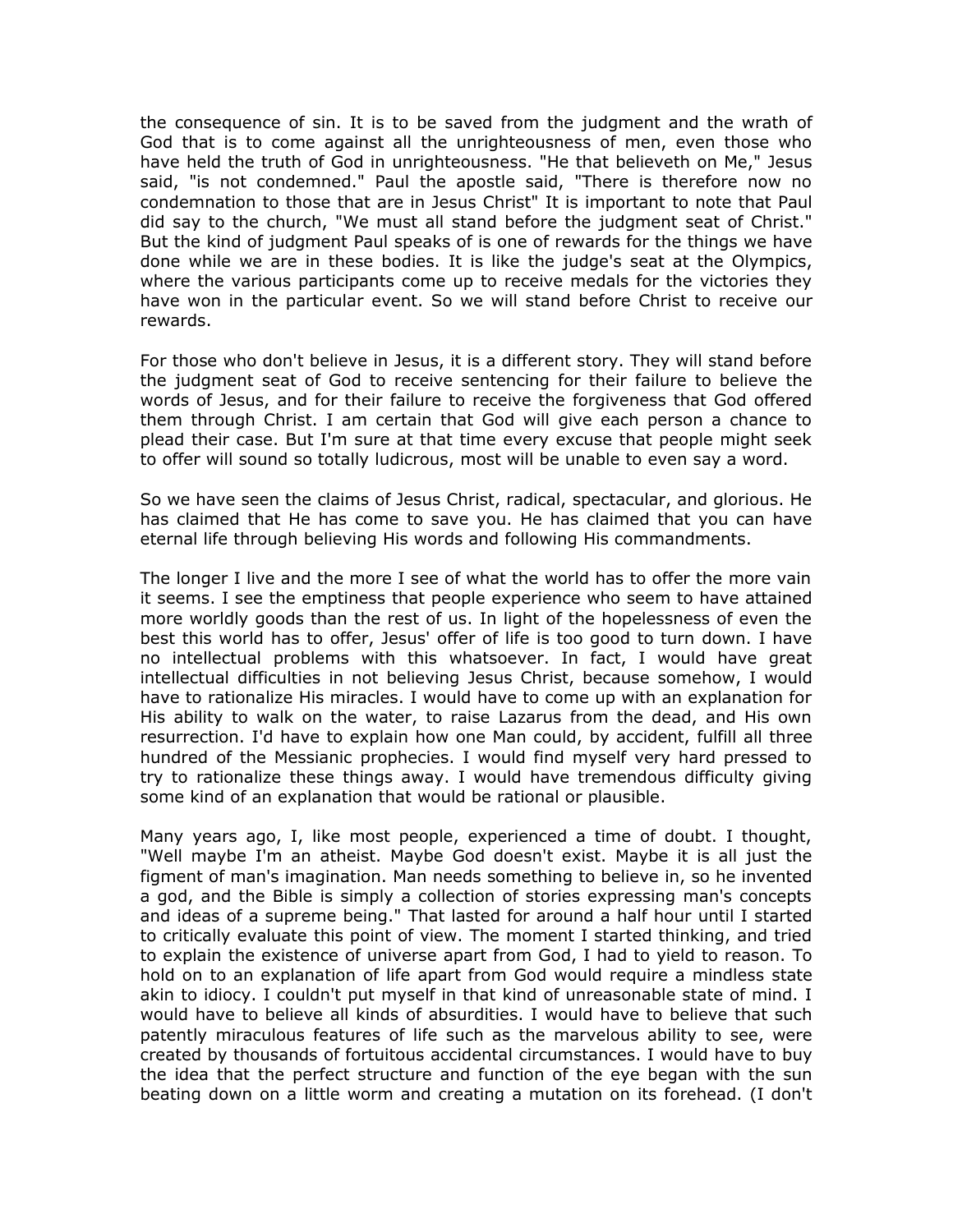the consequence of sin. It is to be saved from the judgment and the wrath of God that is to come against all the unrighteousness of men, even those who have held the truth of God in unrighteousness. "He that believeth on Me," Jesus said, "is not condemned." Paul the apostle said, "There is therefore now no condemnation to those that are in Jesus Christ" It is important to note that Paul did say to the church, "We must all stand before the judgment seat of Christ." But the kind of judgment Paul speaks of is one of rewards for the things we have done while we are in these bodies. It is like the judge's seat at the Olympics, where the various participants come up to receive medals for the victories they have won in the particular event. So we will stand before Christ to receive our rewards.

For those who don't believe in Jesus, it is a different story. They will stand before the judgment seat of God to receive sentencing for their failure to believe the words of Jesus, and for their failure to receive the forgiveness that God offered them through Christ. I am certain that God will give each person a chance to plead their case. But I'm sure at that time every excuse that people might seek to offer will sound so totally ludicrous, most will be unable to even say a word.

So we have seen the claims of Jesus Christ, radical, spectacular, and glorious. He has claimed that He has come to save you. He has claimed that you can have eternal life through believing His words and following His commandments.

The longer I live and the more I see of what the world has to offer the more vain it seems. I see the emptiness that people experience who seem to have attained more worldly goods than the rest of us. In light of the hopelessness of even the best this world has to offer, Jesus' offer of life is too good to turn down. I have no intellectual problems with this whatsoever. In fact, I would have great intellectual difficulties in not believing Jesus Christ, because somehow, I would have to rationalize His miracles. I would have to come up with an explanation for His ability to walk on the water, to raise Lazarus from the dead, and His own resurrection. I'd have to explain how one Man could, by accident, fulfill all three hundred of the Messianic prophecies. I would find myself very hard pressed to try to rationalize these things away. I would have tremendous difficulty giving some kind of an explanation that would be rational or plausible.

Many years ago, I, like most people, experienced a time of doubt. I thought, "Well maybe I'm an atheist. Maybe God doesn't exist. Maybe it is all just the figment of man's imagination. Man needs something to believe in, so he invented a god, and the Bible is simply a collection of stories expressing man's concepts and ideas of a supreme being." That lasted for around a half hour until I started to critically evaluate this point of view. The moment I started thinking, and tried to explain the existence of universe apart from God, I had to yield to reason. To hold on to an explanation of life apart from God would require a mindless state akin to idiocy. I couldn't put myself in that kind of unreasonable state of mind. I would have to believe all kinds of absurdities. I would have to believe that such patently miraculous features of life such as the marvelous ability to see, were created by thousands of fortuitous accidental circumstances. I would have to buy the idea that the perfect structure and function of the eye began with the sun beating down on a little worm and creating a mutation on its forehead. (I don't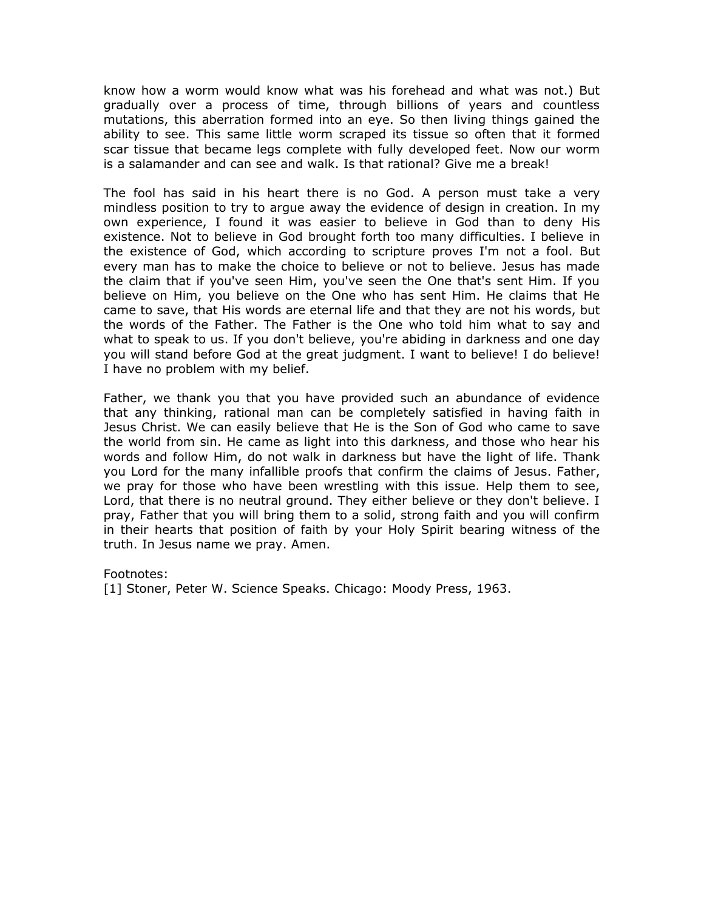know how a worm would know what was his forehead and what was not.) But gradually over a process of time, through billions of years and countless mutations, this aberration formed into an eye. So then living things gained the ability to see. This same little worm scraped its tissue so often that it formed scar tissue that became legs complete with fully developed feet. Now our worm is a salamander and can see and walk. Is that rational? Give me a break!

The fool has said in his heart there is no God. A person must take a very mindless position to try to argue away the evidence of design in creation. In my own experience, I found it was easier to believe in God than to deny His existence. Not to believe in God brought forth too many difficulties. I believe in the existence of God, which according to scripture proves I'm not a fool. But every man has to make the choice to believe or not to believe. Jesus has made the claim that if you've seen Him, you've seen the One that's sent Him. If you believe on Him, you believe on the One who has sent Him. He claims that He came to save, that His words are eternal life and that they are not his words, but the words of the Father. The Father is the One who told him what to say and what to speak to us. If you don't believe, you're abiding in darkness and one day you will stand before God at the great judgment. I want to believe! I do believe! I have no problem with my belief.

Father, we thank you that you have provided such an abundance of evidence that any thinking, rational man can be completely satisfied in having faith in Jesus Christ. We can easily believe that He is the Son of God who came to save the world from sin. He came as light into this darkness, and those who hear his words and follow Him, do not walk in darkness but have the light of life. Thank you Lord for the many infallible proofs that confirm the claims of Jesus. Father, we pray for those who have been wrestling with this issue. Help them to see, Lord, that there is no neutral ground. They either believe or they don't believe. I pray, Father that you will bring them to a solid, strong faith and you will confirm in their hearts that position of faith by your Holy Spirit bearing witness of the truth. In Jesus name we pray. Amen.

Footnotes:
[1] Stoner, Peter W. Science Speaks. Chicago: Moody Press, 1963.